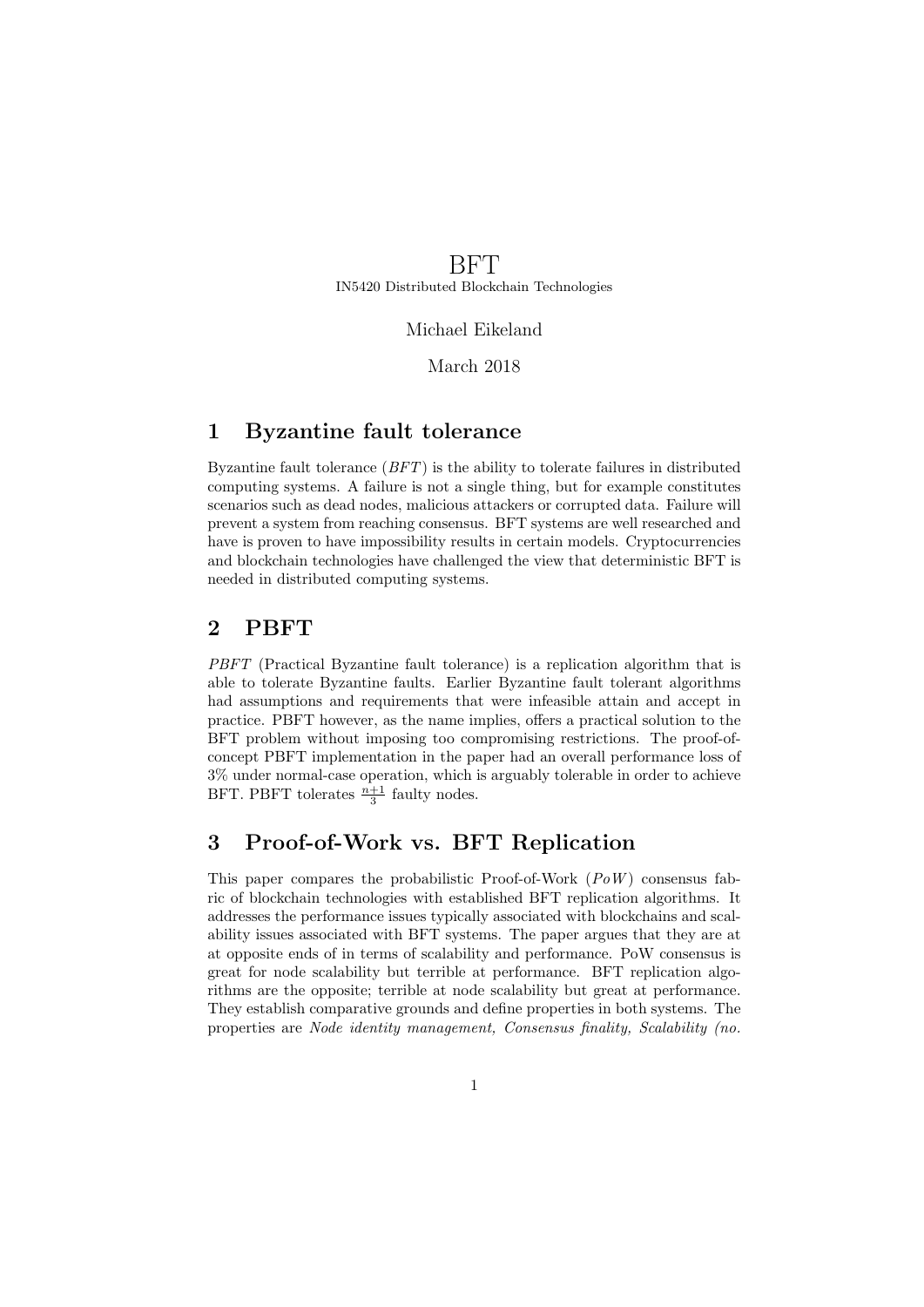# BFT

IN5420 Distributed Blockchain Technologies

Michael Eikeland

March 2018

## 1 Byzantine fault tolerance

Byzantine fault tolerance (*BFT*) is the ability to tolerate failures in distributed computing systems. A failure is not a single thing, but for example constitutes scenarios such as dead nodes, malicious attackers or corrupted data. Failure will prevent a system from reaching consensus. BFT systems are well researched and have is proven to have impossibility results in certain models. Cryptocurrencies and blockchain technologies have challenged the view that deterministic BFT is needed in distributed computing systems.

## 2 PBFT

*PBFT* (Practical Byzantine fault tolerance) is a replication algorithm that is able to tolerate Byzantine faults. Earlier Byzantine fault tolerant algorithms had assumptions and requirements that were infeasible attain and accept in practice. PBFT however, as the name implies, offers a practical solution to the BFT problem without imposing too compromising restrictions. The proof-of-concept PBFT implementation in the paper had an overall performance loss of 3% under normal-case operation, which is arguably tolerable in order to achieve BFT. PBFT tolerates $\frac{n+1}{3}$ faulty nodes.

## 3 Proof-of-Work vs. BFT Replication

This paper compares the probabilistic Proof-of-Work (*PoW*) consensus fabric of blockchain technologies with established BFT replication algorithms. It addresses the performance issues typically associated with blockchains and scalability issues associated with BFT systems. The paper argues that they are at at opposite ends of in terms of scalability and performance. PoW consensus is great for node scalability but terrible at performance. BFT replication algorithms are the opposite; terrible at node scalability but great at performance. They establish comparative grounds and define properties in both systems. The properties are *Node identity management, Consensus finality, Scalability (no.*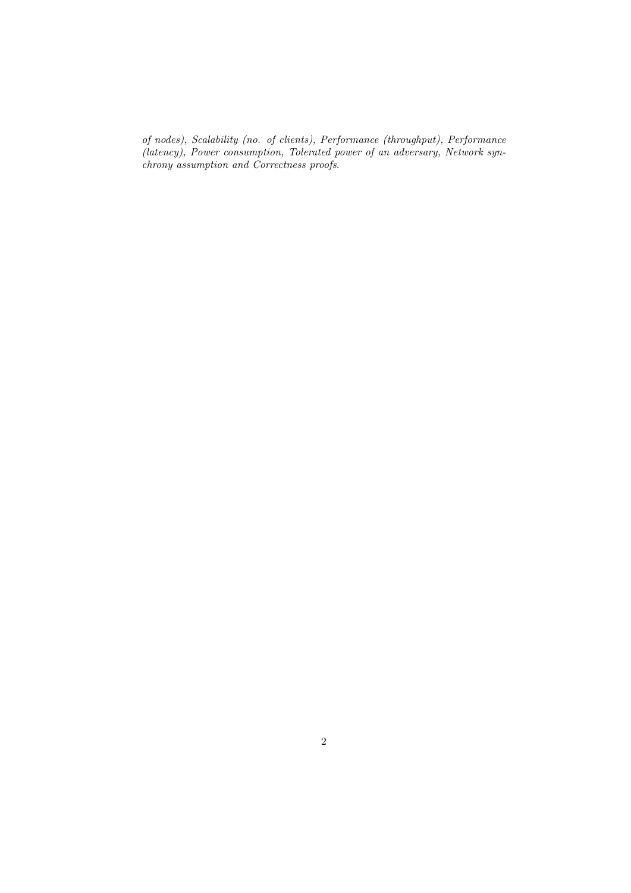*of nodes), Scalability (no. of clients), Performance (throughput), Performance (latency), Power consumption, Tolerated power of an adversary, Network synchrony assumption and Correctness proofs.*